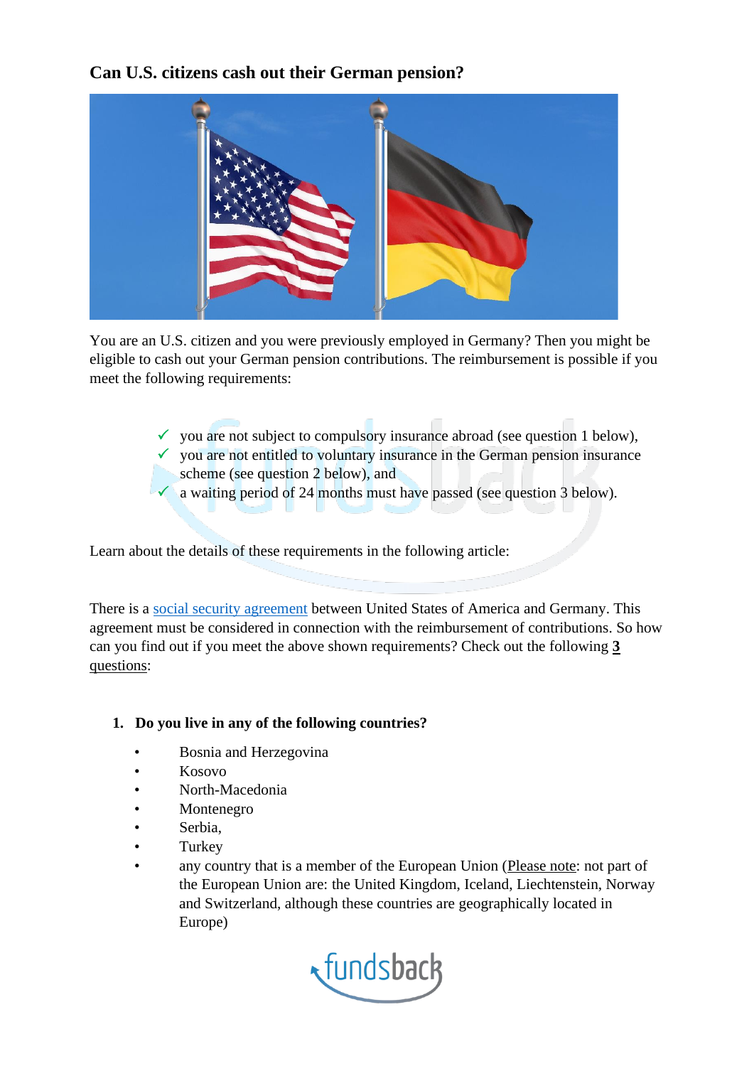## Can U.S. citizens cash out their German pension?

You are an U.S. citizen and you were previously employed in Germany? Then you might be eligible to cash out your German pension contributions. The reimbursement is possible if you meet the following requirements:

- ✓ you are not subject to compulsory insurance abroad (see question 1 below),
- ✓ you are not entitled to voluntary insurance in the German pension insurance scheme (see question 2 below), and
- ✓ a waiting period of 24 months must have passed (see question 3 below).

Learn about the details of these requirements in the following article:

There is a [social security agreement](#) between United States of America and Germany. This agreement must be considered in connection with the reimbursement of contributions. So how can you find out if you meet the above shown requirements? Check out the following **3** questions:

1. **Do you live in any of the following countries?**
   - Bosnia and Herzegovina
   - Kosovo
   - North-Macedonia
   - Montenegro
   - Serbia,
   - Turkey
   - any country that is a member of the European Union (Please note: not part of the European Union are: the United Kingdom, Iceland, Liechtenstein, Norway and Switzerland, although these countries are geographically located in Europe)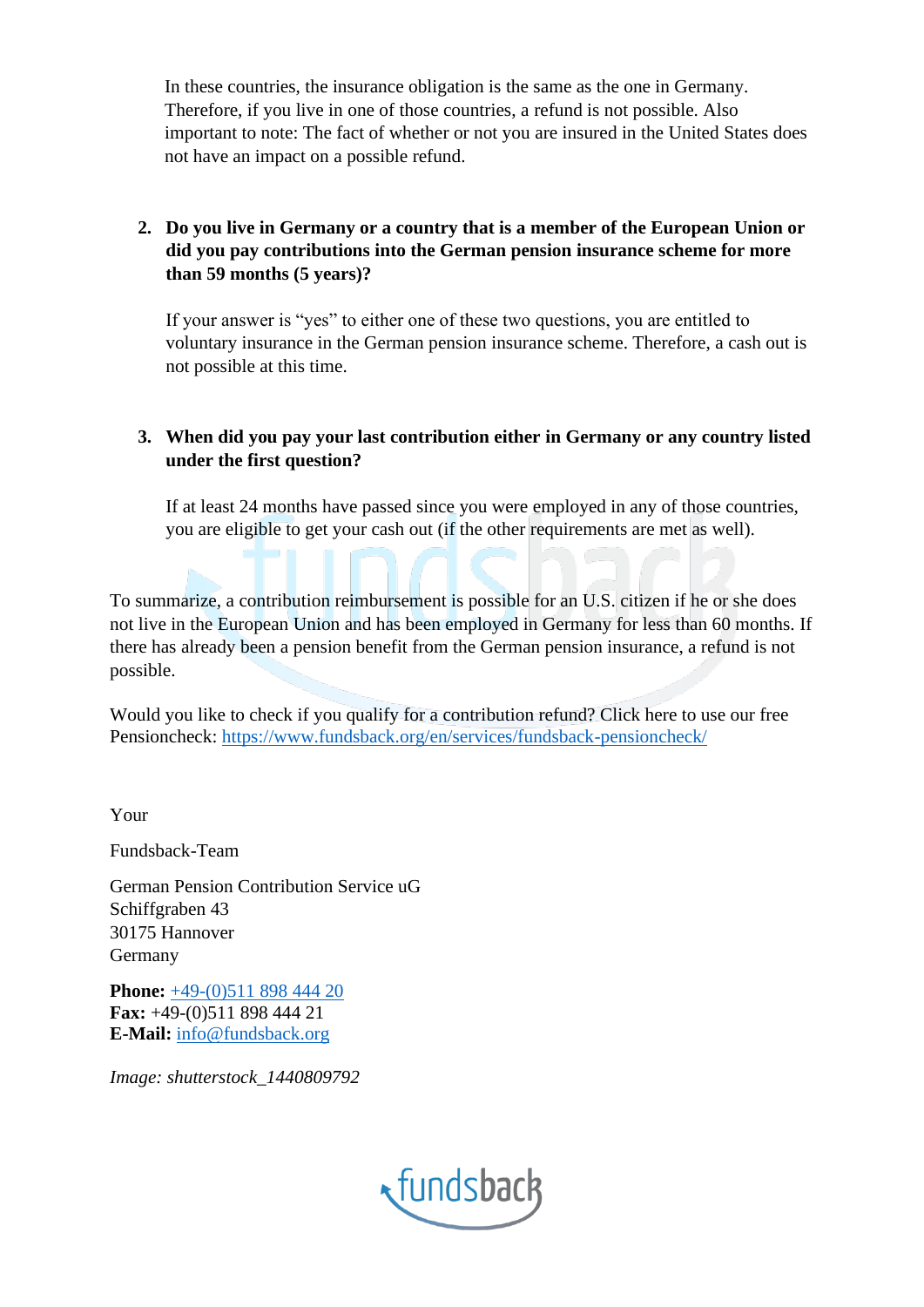In these countries, the insurance obligation is the same as the one in Germany. Therefore, if you live in one of those countries, a refund is not possible. Also important to note: The fact of whether or not you are insured in the United States does not have an impact on a possible refund.

2. **Do you live in Germany or a country that is a member of the European Union or did you pay contributions into the German pension insurance scheme for more than 59 months (5 years)?**

   If your answer is "yes" to either one of these two questions, you are entitled to voluntary insurance in the German pension insurance scheme. Therefore, a cash out is not possible at this time.

3. **When did you pay your last contribution either in Germany or any country listed under the first question?**

   If at least 24 months have passed since you were employed in any of those countries, you are eligible to get your cash out (if the other requirements are met as well).

To summarize, a contribution reimbursement is possible for an U.S. citizen if he or she does not live in the European Union and has been employed in Germany for less than 60 months. If there has already been a pension benefit from the German pension insurance, a refund is not possible.

Would you like to check if you qualify for a contribution refund? Click here to use our free Pensioncheck: https://www.fundsback.org/en/services/fundsback-pensioncheck/

Your

Fundsback-Team

German Pension Contribution Service uG
Schiffgraben 43
30175 Hannover
Germany

**Phone:** +49-(0)511 898 444 20
**Fax:** +49-(0)511 898 444 21
**E-Mail:** info@fundsback.org

*Image: shutterstock_1440809792*